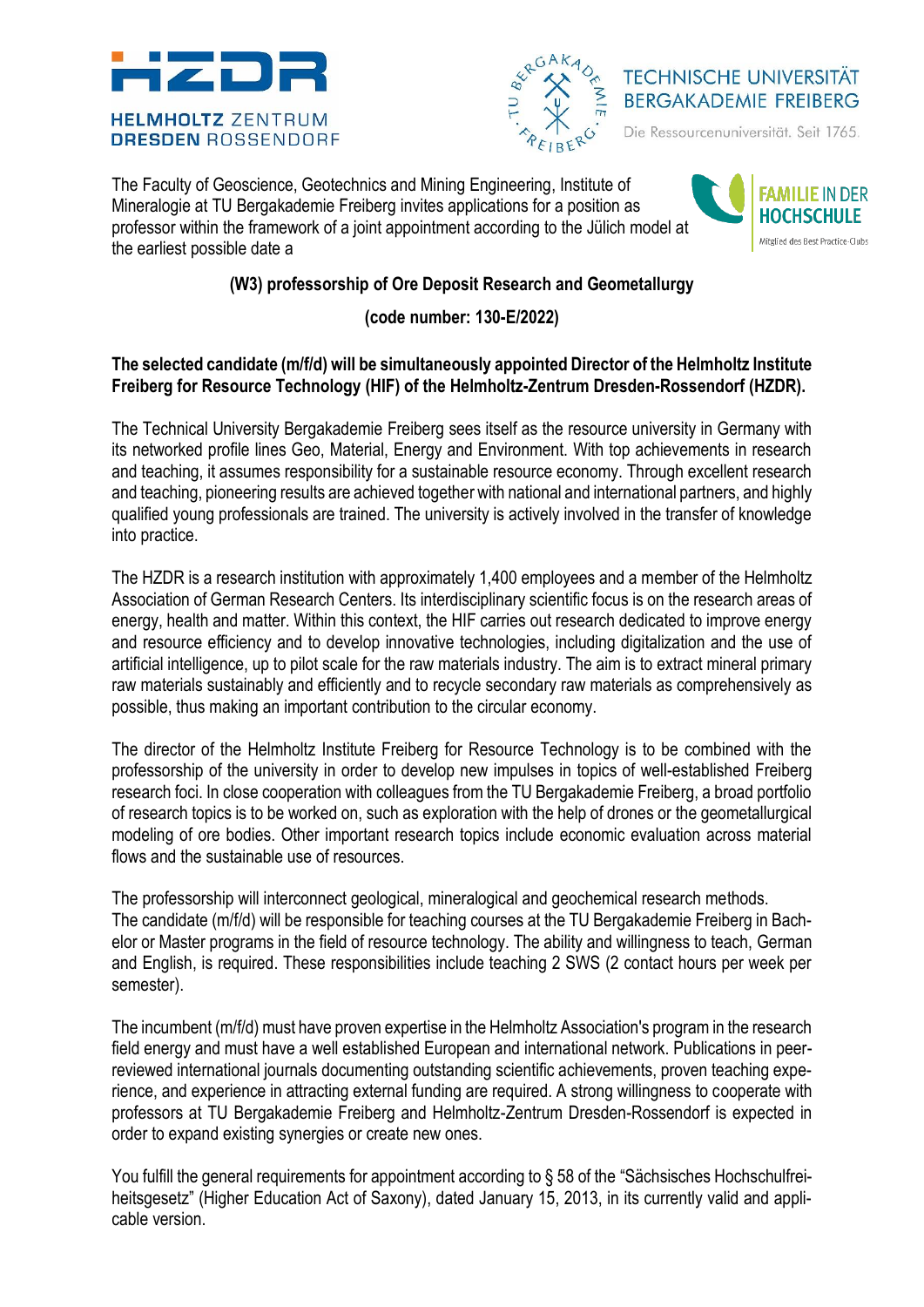HZDR
HELMHOLTZ ZENTRUM DRESDEN ROSSENDORF

TECHNISCHE UNIVERSITÄT BERGAKADEMIE FREIBERG
Die Ressourcenuniversität. Seit 1765.

FAMILIE IN DER HOCHSCHULE
Mitglied des Best Practice-Clubs

The Faculty of Geoscience, Geotechnics and Mining Engineering, Institute of Mineralogie at TU Bergakademie Freiberg invites applications for a position as professor within the framework of a joint appointment according to the Jülich model at the earliest possible date a

**(W3) professorship of Ore Deposit Research and Geometallurgy**

**(code number: 130-E/2022)**

**The selected candidate (m/f/d) will be simultaneously appointed Director of the Helmholtz Institute Freiberg for Resource Technology (HIF) of the Helmholtz-Zentrum Dresden-Rossendorf (HZDR).**

The Technical University Bergakademie Freiberg sees itself as the resource university in Germany with its networked profile lines Geo, Material, Energy and Environment. With top achievements in research and teaching, it assumes responsibility for a sustainable resource economy. Through excellent research and teaching, pioneering results are achieved together with national and international partners, and highly qualified young professionals are trained. The university is actively involved in the transfer of knowledge into practice.

The HZDR is a research institution with approximately 1,400 employees and a member of the Helmholtz Association of German Research Centers. Its interdisciplinary scientific focus is on the research areas of energy, health and matter. Within this context, the HIF carries out research dedicated to improve energy and resource efficiency and to develop innovative technologies, including digitalization and the use of artificial intelligence, up to pilot scale for the raw materials industry. The aim is to extract mineral primary raw materials sustainably and efficiently and to recycle secondary raw materials as comprehensively as possible, thus making an important contribution to the circular economy.

The director of the Helmholtz Institute Freiberg for Resource Technology is to be combined with the professorship of the university in order to develop new impulses in topics of well-established Freiberg research foci. In close cooperation with colleagues from the TU Bergakademie Freiberg, a broad portfolio of research topics is to be worked on, such as exploration with the help of drones or the geometallurgical modeling of ore bodies. Other important research topics include economic evaluation across material flows and the sustainable use of resources.

The professorship will interconnect geological, mineralogical and geochemical research methods. The candidate (m/f/d) will be responsible for teaching courses at the TU Bergakademie Freiberg in Bachelor or Master programs in the field of resource technology. The ability and willingness to teach, German and English, is required. These responsibilities include teaching 2 SWS (2 contact hours per week per semester).

The incumbent (m/f/d) must have proven expertise in the Helmholtz Association's program in the research field energy and must have a well established European and international network. Publications in peer-reviewed international journals documenting outstanding scientific achievements, proven teaching experience, and experience in attracting external funding are required. A strong willingness to cooperate with professors at TU Bergakademie Freiberg and Helmholtz-Zentrum Dresden-Rossendorf is expected in order to expand existing synergies or create new ones.

You fulfill the general requirements for appointment according to § 58 of the "Sächsisches Hochschulfreiheitsgesetz" (Higher Education Act of Saxony), dated January 15, 2013, in its currently valid and applicable version.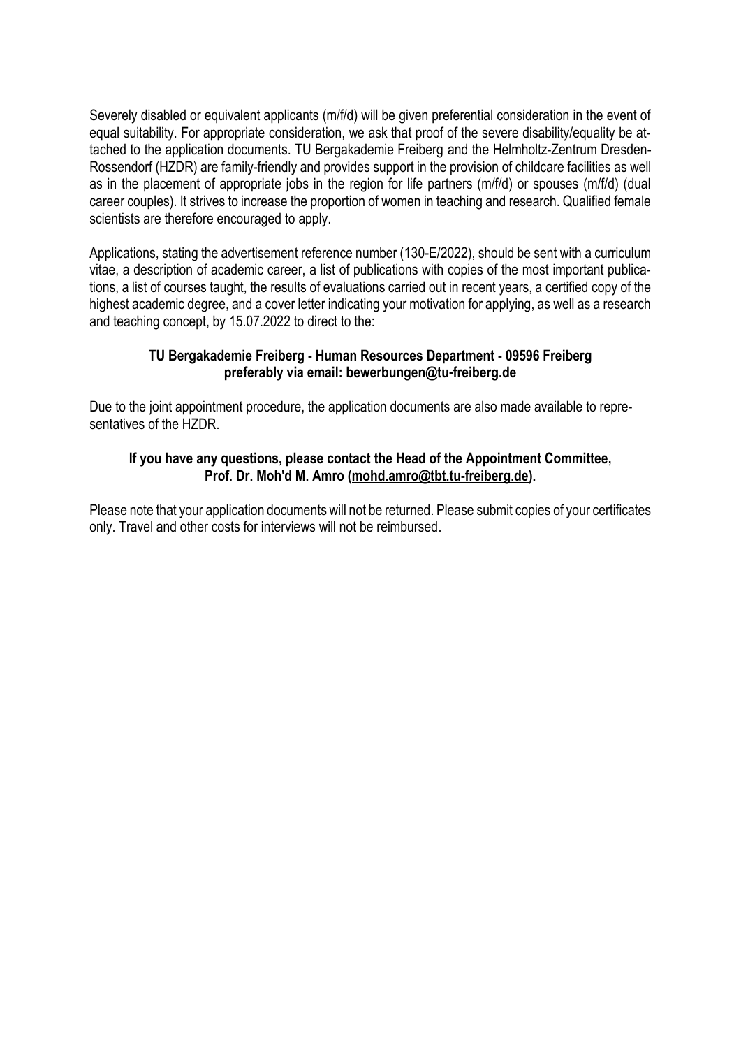Severely disabled or equivalent applicants (m/f/d) will be given preferential consideration in the event of equal suitability. For appropriate consideration, we ask that proof of the severe disability/equality be attached to the application documents. TU Bergakademie Freiberg and the Helmholtz-Zentrum Dresden-Rossendorf (HZDR) are family-friendly and provides support in the provision of childcare facilities as well as in the placement of appropriate jobs in the region for life partners (m/f/d) or spouses (m/f/d) (dual career couples). It strives to increase the proportion of women in teaching and research. Qualified female scientists are therefore encouraged to apply.

Applications, stating the advertisement reference number (130-E/2022), should be sent with a curriculum vitae, a description of academic career, a list of publications with copies of the most important publications, a list of courses taught, the results of evaluations carried out in recent years, a certified copy of the highest academic degree, and a cover letter indicating your motivation for applying, as well as a research and teaching concept, by 15.07.2022 to direct to the:

**TU Bergakademie Freiberg - Human Resources Department - 09596 Freiberg**
**preferably via email: bewerbungen@tu-freiberg.de**

Due to the joint appointment procedure, the application documents are also made available to representatives of the HZDR.

**If you have any questions, please contact the Head of the Appointment Committee, Prof. Dr. Moh'd M. Amro (mohd.amro@tbt.tu-freiberg.de).**

Please note that your application documents will not be returned. Please submit copies of your certificates only. Travel and other costs for interviews will not be reimbursed.